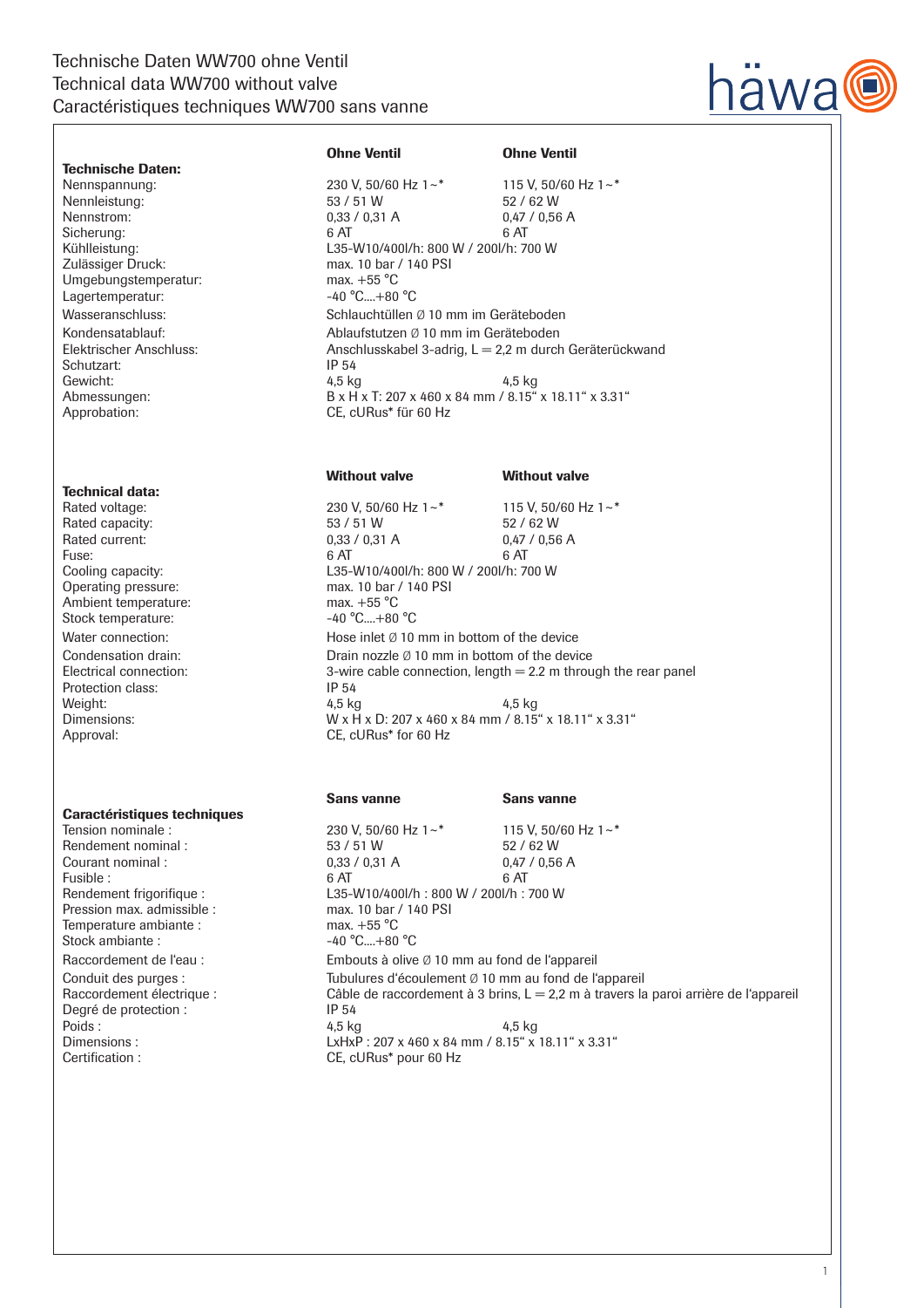# Technische Daten WW700 ohne Ventil
# Technical data WW700 without valve
# Caractéristiques techniques WW700 sans vanne

häwa

| Technische Daten: | Ohne Ventil | Ohne Ventil |
|---|---|---|
| Nennspannung: | 230 V, 50/60 Hz 1~* | 115 V, 50/60 Hz 1~* |
| Nennleistung: | 53 / 51 W | 52 / 62 W |
| Nennstrom: | 0,33 / 0,31 A | 0,47 / 0,56 A |
| Sicherung: | 6 AT | 6 AT |
| Kühlleistung: | L35-W10/400l/h: 800 W / 200l/h: 700 W | |
| Zulässiger Druck: | max. 10 bar / 140 PSI | |
| Umgebungstemperatur: | max. +55 °C | |
| Lagertemperatur: | -40 °C....+80 °C | |
| Wasseranschluss: | Schlauchtüllen Ø 10 mm im Geräteboden | |
| Kondensatablauf: | Ablaufstutzen Ø 10 mm im Geräteboden | |
| Elektrischer Anschluss: | Anschlusskabel 3-adrig, L = 2,2 m durch Geräterückwand | |
| Schutzart: | IP 54 | |
| Gewicht: | 4,5 kg | 4,5 kg |
| Abmessungen: | B x H x T: 207 x 460 x 84 mm / 8.15“ x 18.11“ x 3.31“ | |
| Approbation: | CE, cURus* für 60 Hz | |

| Technical data: | Without valve | Without valve |
|---|---|---|
| Rated voltage: | 230 V, 50/60 Hz 1~* | 115 V, 50/60 Hz 1~* |
| Rated capacity: | 53 / 51 W | 52 / 62 W |
| Rated current: | 0,33 / 0,31 A | 0,47 / 0,56 A |
| Fuse: | 6 AT | 6 AT |
| Cooling capacity: | L35-W10/400l/h: 800 W / 200l/h: 700 W | |
| Operating pressure: | max. 10 bar / 140 PSI | |
| Ambient temperature: | max. +55 °C | |
| Stock temperature: | -40 °C....+80 °C | |
| Water connection: | Hose inlet Ø 10 mm in bottom of the device | |
| Condensation drain: | Drain nozzle Ø 10 mm in bottom of the device | |
| Electrical connection: | 3-wire cable connection, length = 2.2 m through the rear panel | |
| Protection class: | IP 54 | |
| Weight: | 4,5 kg | 4,5 kg |
| Dimensions: | W x H x D: 207 x 460 x 84 mm / 8.15“ x 18.11“ x 3.31“ | |
| Approval: | CE, cURus* for 60 Hz | |

| Caractéristiques techniques | Sans vanne | Sans vanne |
|---|---|---|
| Tension nominale : | 230 V, 50/60 Hz 1~* | 115 V, 50/60 Hz 1~* |
| Rendement nominal : | 53 / 51 W | 52 / 62 W |
| Courant nominal : | 0,33 / 0,31 A | 0,47 / 0,56 A |
| Fusible : | 6 AT | 6 AT |
| Rendement frigorifique : | L35-W10/400l/h : 800 W / 200l/h : 700 W | |
| Pression max. admissible : | max. 10 bar / 140 PSI | |
| Temperature ambiante : | max. +55 °C | |
| Stock ambiante : | -40 °C....+80 °C | |
| Raccordement de l'eau : | Embouts à olive Ø 10 mm au fond de l'appareil | |
| Conduit des purges : | Tubulures d'écoulement Ø 10 mm au fond de l'appareil | |
| Raccordement électrique : | Câble de raccordement à 3 brins, L = 2,2 m à travers la paroi arrière de l'appareil | |
| Degré de protection : | IP 54 | |
| Poids : | 4,5 kg | 4,5 kg |
| Dimensions : | LxHxP : 207 x 460 x 84 mm / 8.15“ x 18.11“ x 3.31“ | |
| Certification : | CE, cURus* pour 60 Hz | |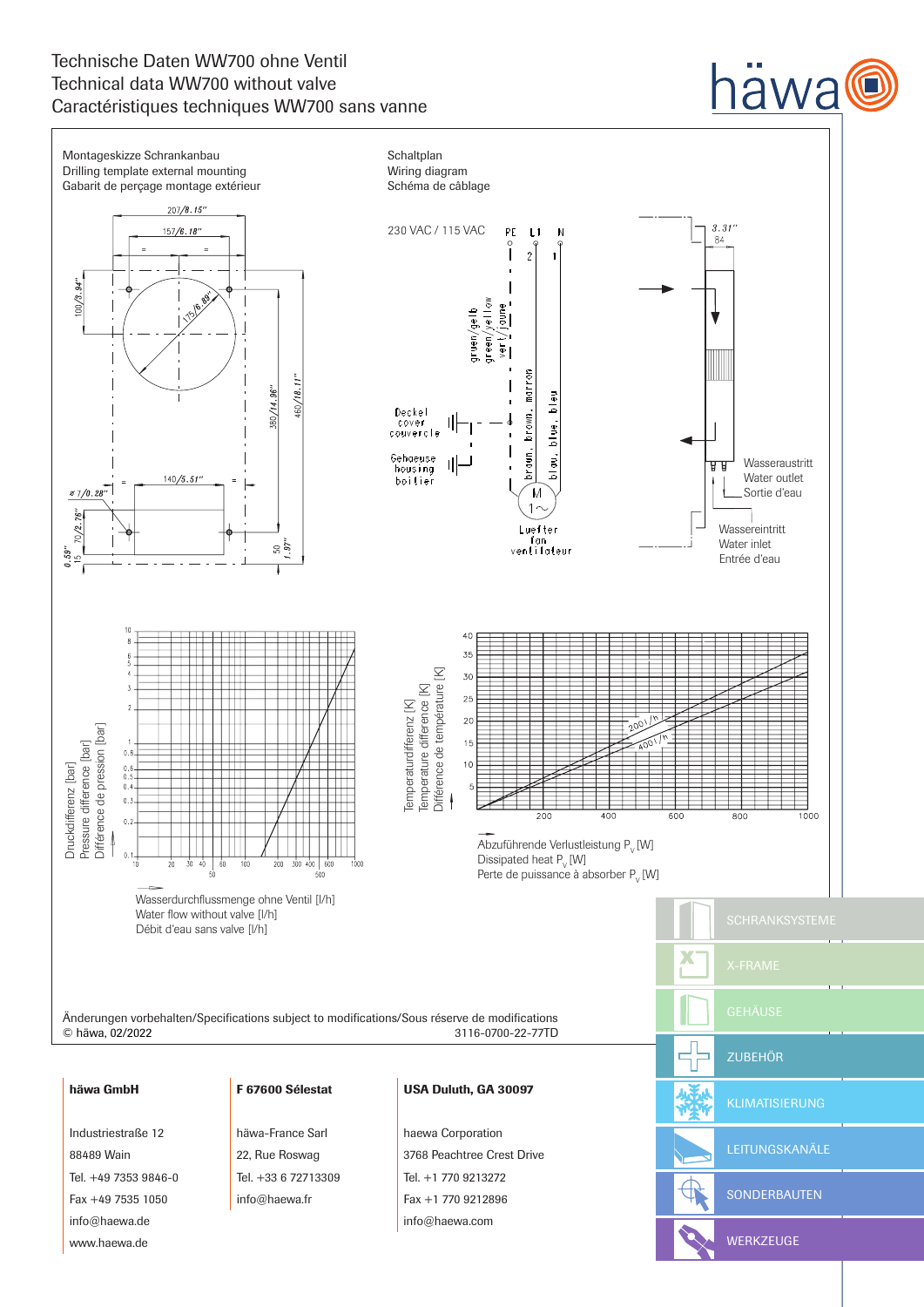# Technische Daten WW700 ohne Ventil
# Technical data WW700 without valve
# Caractéristiques techniques WW700 sans vanne

häwa

Montageskizze Schrankanbau
Drilling template external mounting
Gabarit de perçage montage extérieur

207/8.15"
157/6.18"
=
=
100/3.94"
175/6.89"
380/14.96"
460/18.11"
140/5.51"
=
=
⌀ 7/0.28"
70/2.76"
0.59"
15
50
1.97"

Schaltplan
Wiring diagram
Schéma de câblage

230 VAC / 115 VAC

PE L1 N
2 1
gruen/gelb
green/yellow
vert/jaune
braun, brown, marron
blau, blue, bleu
Deckel
cover
couvercle
Gehaeuse
housing
boîtier
M
1~
Luefter
fan
ventilateur

3.31"
84

Wasseraustritt
Water outlet
Sortie d'eau

Wassereintritt
Water inlet
Entrée d'eau

Druckdifferenz [bar]
Pressure difference [bar]
Différence de pression [bar]

10 8 6 5 4 3 2 1 0.8 0.6 0.5 0.4 0.3 0.2 0.1

10 20 30 40 50 60 100 200 300 400 500 600 1000

Wasserdurchflussmenge ohne Ventil [l/h]
Water flow without valve [l/h]
Débit d'eau sans vanne [l/h]

Temperaturdifferenz [K]
Temperature difference [K]
Différence de température [K]

40 35 30 25 20 15 10 5

200 400 600 800 1000

200 l/h
400 l/h

Abzuführende Verlustleistung $P_V$ [W]
Dissipated heat $P_V$ [W]
Perte de puissance à absorber $P_V$ [W]

SCHRANKSYSTEME
X-FRAME
GEHÄUSE
ZUBEHÖR
KLIMATISIERUNG
LEITUNGSKANÄLE
SONDERBAUTEN
WERKZEUGE

Änderungen vorbehalten/Specifications subject to modifications/Sous réserve de modifications
© häwa, 02/2022 3116-0700-22-77TD

**häwa GmbH**

Industriestraße 12
88489 Wain
Tel. +49 7353 9846-0
Fax +49 7535 1050
info@haewa.de
www.haewa.de

**F 67600 Sélestat**

häwa-France Sarl
22, Rue Roswag
Tel. +33 6 72713309
info@haewa.fr

**USA Duluth, GA 30097**

haewa Corporation
3768 Peachtree Crest Drive
Tel. +1 770 9213272
Fax +1 770 9212896
info@haewa.com